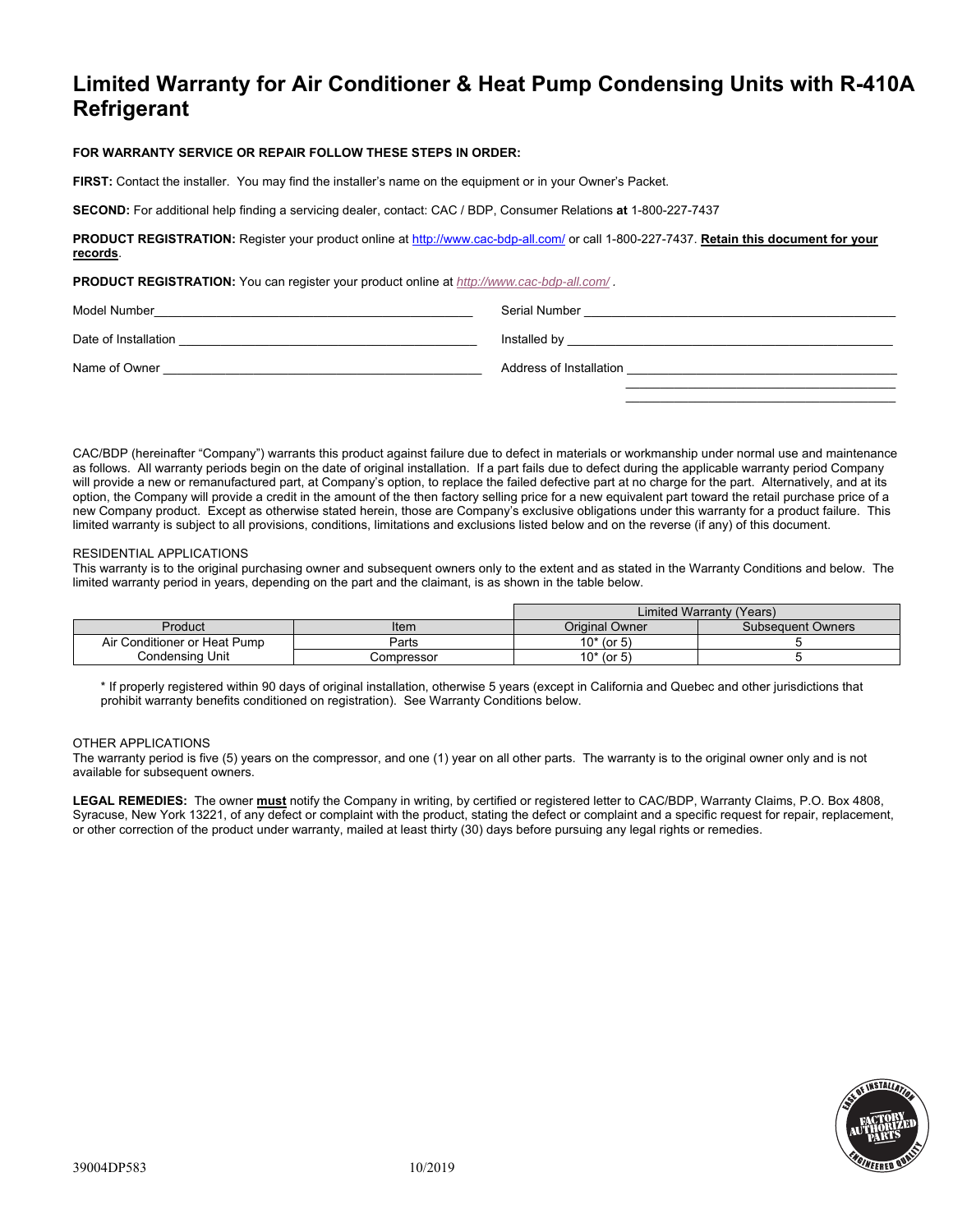# Limited Warranty for Air Conditioner & Heat Pump Condensing Units with R-410A Refrigerant

**FOR WARRANTY SERVICE OR REPAIR FOLLOW THESE STEPS IN ORDER:**

**FIRST:** Contact the installer. You may find the installer's name on the equipment or in your Owner's Packet.

**SECOND:** For additional help finding a servicing dealer, contact: CAC / BDP, Consumer Relations **at** 1-800-227-7437

**PRODUCT REGISTRATION:** Register your product online at http://www.cac-bdp-all.com/ or call 1-800-227-7437. **Retain this document for your records**.

**PRODUCT REGISTRATION:** You can register your product online at *http://www.cac-bdp-all.com/* .

Model Number_______________________________________________

Serial Number _______________________________________________

Date of Installation ___________________________________________

Installed by _________________________________________________

Name of Owner _______________________________________________

Address of Installation ________________________________________

_______________________________________________

_______________________________________________

CAC/BDP (hereinafter "Company") warrants this product against failure due to defect in materials or workmanship under normal use and maintenance as follows. All warranty periods begin on the date of original installation. If a part fails due to defect during the applicable warranty period Company will provide a new or remanufactured part, at Company's option, to replace the failed defective part at no charge for the part. Alternatively, and at its option, the Company will provide a credit in the amount of the then factory selling price for a new equivalent part toward the retail purchase price of a new Company product. Except as otherwise stated herein, those are Company's exclusive obligations under this warranty for a product failure. This limited warranty is subject to all provisions, conditions, limitations and exclusions listed below and on the reverse (if any) of this document.

RESIDENTIAL APPLICATIONS

This warranty is to the original purchasing owner and subsequent owners only to the extent and as stated in the Warranty Conditions and below. The limited warranty period in years, depending on the part and the claimant, is as shown in the table below.

| | | Limited Warranty (Years) | |
|---|---|---|---|
| Product | Item | Original Owner | Subsequent Owners |
| Air Conditioner or Heat Pump Condensing Unit | Parts | 10* (or 5) | 5 |
| | Compressor | 10* (or 5) | 5 |

\* If properly registered within 90 days of original installation, otherwise 5 years (except in California and Quebec and other jurisdictions that prohibit warranty benefits conditioned on registration). See Warranty Conditions below.

OTHER APPLICATIONS

The warranty period is five (5) years on the compressor, and one (1) year on all other parts. The warranty is to the original owner only and is not available for subsequent owners.

**LEGAL REMEDIES:** The owner **must** notify the Company in writing, by certified or registered letter to CAC/BDP, Warranty Claims, P.O. Box 4808, Syracuse, New York 13221, of any defect or complaint with the product, stating the defect or complaint and a specific request for repair, replacement, or other correction of the product under warranty, mailed at least thirty (30) days before pursuing any legal rights or remedies.

39004DP583 10/2019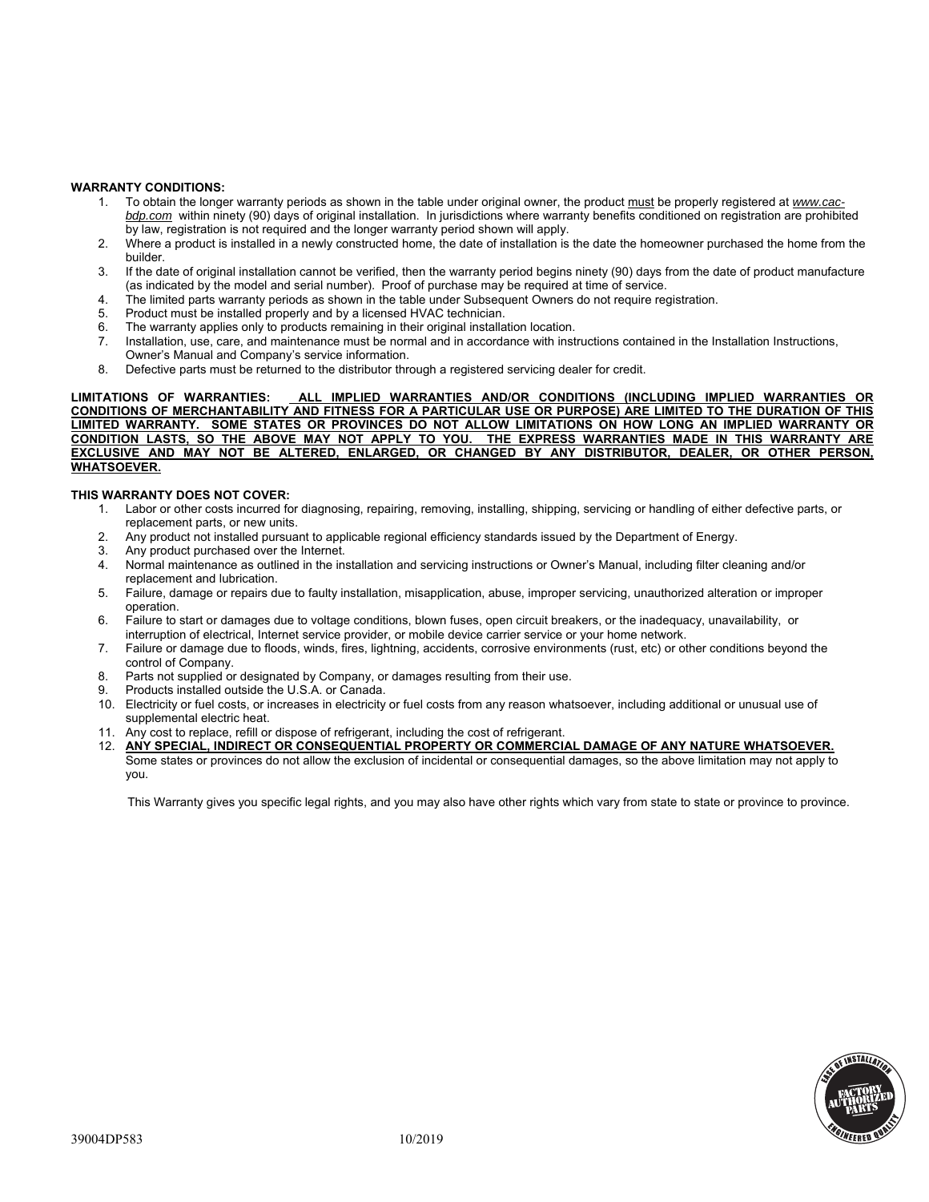**WARRANTY CONDITIONS:**

1. To obtain the longer warranty periods as shown in the table under original owner, the product must be properly registered at *www.cac-bdp.com* within ninety (90) days of original installation. In jurisdictions where warranty benefits conditioned on registration are prohibited by law, registration is not required and the longer warranty period shown will apply.
2. Where a product is installed in a newly constructed home, the date of installation is the date the homeowner purchased the home from the builder.
3. If the date of original installation cannot be verified, then the warranty period begins ninety (90) days from the date of product manufacture (as indicated by the model and serial number). Proof of purchase may be required at time of service.
4. The limited parts warranty periods as shown in the table under Subsequent Owners do not require registration.
5. Product must be installed properly and by a licensed HVAC technician.
6. The warranty applies only to products remaining in their original installation location.
7. Installation, use, care, and maintenance must be normal and in accordance with instructions contained in the Installation Instructions, Owner's Manual and Company's service information.
8. Defective parts must be returned to the distributor through a registered servicing dealer for credit.

**LIMITATIONS OF WARRANTIES: ALL IMPLIED WARRANTIES AND/OR CONDITIONS (INCLUDING IMPLIED WARRANTIES OR CONDITIONS OF MERCHANTABILITY AND FITNESS FOR A PARTICULAR USE OR PURPOSE) ARE LIMITED TO THE DURATION OF THIS LIMITED WARRANTY. SOME STATES OR PROVINCES DO NOT ALLOW LIMITATIONS ON HOW LONG AN IMPLIED WARRANTY OR CONDITION LASTS, SO THE ABOVE MAY NOT APPLY TO YOU. THE EXPRESS WARRANTIES MADE IN THIS WARRANTY ARE EXCLUSIVE AND MAY NOT BE ALTERED, ENLARGED, OR CHANGED BY ANY DISTRIBUTOR, DEALER, OR OTHER PERSON, WHATSOEVER.**

**THIS WARRANTY DOES NOT COVER:**

1. Labor or other costs incurred for diagnosing, repairing, removing, installing, shipping, servicing or handling of either defective parts, or replacement parts, or new units.
2. Any product not installed pursuant to applicable regional efficiency standards issued by the Department of Energy.
3. Any product purchased over the Internet.
4. Normal maintenance as outlined in the installation and servicing instructions or Owner's Manual, including filter cleaning and/or replacement and lubrication.
5. Failure, damage or repairs due to faulty installation, misapplication, abuse, improper servicing, unauthorized alteration or improper operation.
6. Failure to start or damages due to voltage conditions, blown fuses, open circuit breakers, or the inadequacy, unavailability, or interruption of electrical, Internet service provider, or mobile device carrier service or your home network.
7. Failure or damage due to floods, winds, fires, lightning, accidents, corrosive environments (rust, etc) or other conditions beyond the control of Company.
8. Parts not supplied or designated by Company, or damages resulting from their use.
9. Products installed outside the U.S.A. or Canada.
10. Electricity or fuel costs, or increases in electricity or fuel costs from any reason whatsoever, including additional or unusual use of supplemental electric heat.
11. Any cost to replace, refill or dispose of refrigerant, including the cost of refrigerant.
12. **ANY SPECIAL, INDIRECT OR CONSEQUENTIAL PROPERTY OR COMMERCIAL DAMAGE OF ANY NATURE WHATSOEVER.** Some states or provinces do not allow the exclusion of incidental or consequential damages, so the above limitation may not apply to you.

This Warranty gives you specific legal rights, and you may also have other rights which vary from state to state or province to province.

39004DP583 10/2019